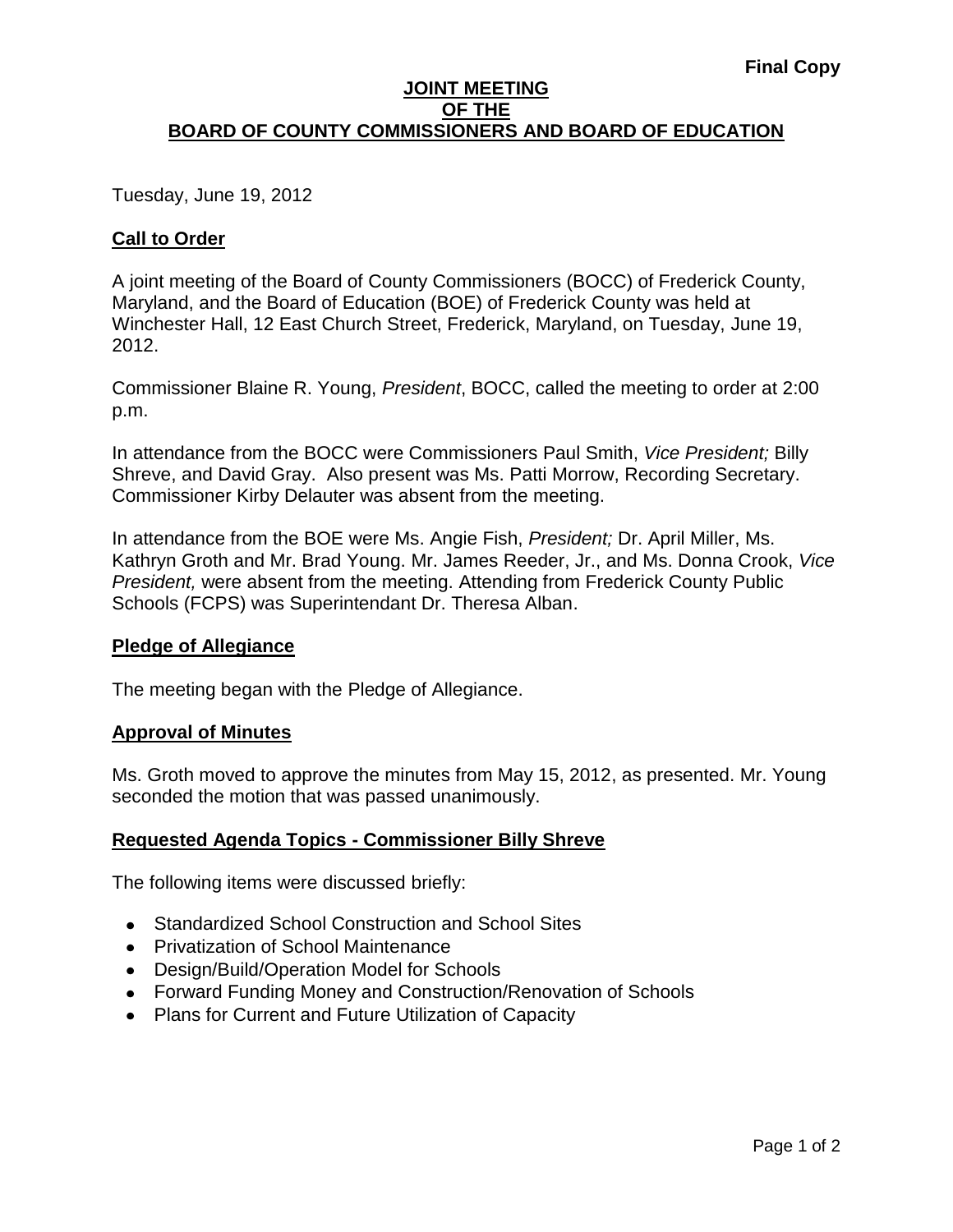**Final Copy**

# JOINT MEETING OF THE BOARD OF COUNTY COMMISSIONERS AND BOARD OF EDUCATION

Tuesday, June 19, 2012

## Call to Order

A joint meeting of the Board of County Commissioners (BOCC) of Frederick County, Maryland, and the Board of Education (BOE) of Frederick County was held at Winchester Hall, 12 East Church Street, Frederick, Maryland, on Tuesday, June 19, 2012.

Commissioner Blaine R. Young, *President*, BOCC, called the meeting to order at 2:00 p.m.

In attendance from the BOCC were Commissioners Paul Smith, *Vice President;* Billy Shreve, and David Gray. Also present was Ms. Patti Morrow, Recording Secretary. Commissioner Kirby Delauter was absent from the meeting.

In attendance from the BOE were Ms. Angie Fish, *President;* Dr. April Miller, Ms. Kathryn Groth and Mr. Brad Young. Mr. James Reeder, Jr., and Ms. Donna Crook, *Vice President,* were absent from the meeting. Attending from Frederick County Public Schools (FCPS) was Superintendant Dr. Theresa Alban.

## Pledge of Allegiance

The meeting began with the Pledge of Allegiance.

## Approval of Minutes

Ms. Groth moved to approve the minutes from May 15, 2012, as presented. Mr. Young seconded the motion that was passed unanimously.

## Requested Agenda Topics - Commissioner Billy Shreve

The following items were discussed briefly:

- Standardized School Construction and School Sites
- Privatization of School Maintenance
- Design/Build/Operation Model for Schools
- Forward Funding Money and Construction/Renovation of Schools
- Plans for Current and Future Utilization of Capacity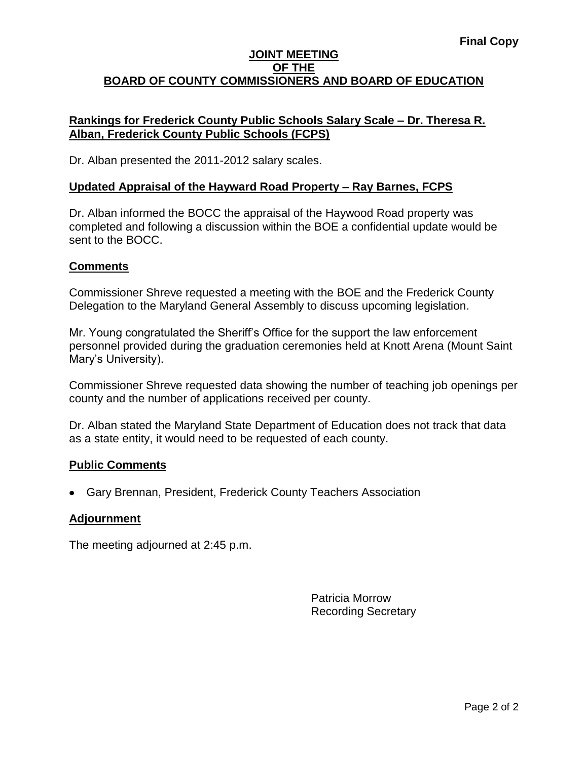**Final Copy**

# JOINT MEETING OF THE BOARD OF COUNTY COMMISSIONERS AND BOARD OF EDUCATION

## Rankings for Frederick County Public Schools Salary Scale – Dr. Theresa R. Alban, Frederick County Public Schools (FCPS)

Dr. Alban presented the 2011-2012 salary scales.

## Updated Appraisal of the Hayward Road Property – Ray Barnes, FCPS

Dr. Alban informed the BOCC the appraisal of the Haywood Road property was completed and following a discussion within the BOE a confidential update would be sent to the BOCC.

## Comments

Commissioner Shreve requested a meeting with the BOE and the Frederick County Delegation to the Maryland General Assembly to discuss upcoming legislation.

Mr. Young congratulated the Sheriff's Office for the support the law enforcement personnel provided during the graduation ceremonies held at Knott Arena (Mount Saint Mary's University).

Commissioner Shreve requested data showing the number of teaching job openings per county and the number of applications received per county.

Dr. Alban stated the Maryland State Department of Education does not track that data as a state entity, it would need to be requested of each county.

## Public Comments

- Gary Brennan, President, Frederick County Teachers Association

## Adjournment

The meeting adjourned at 2:45 p.m.

Patricia Morrow
Recording Secretary